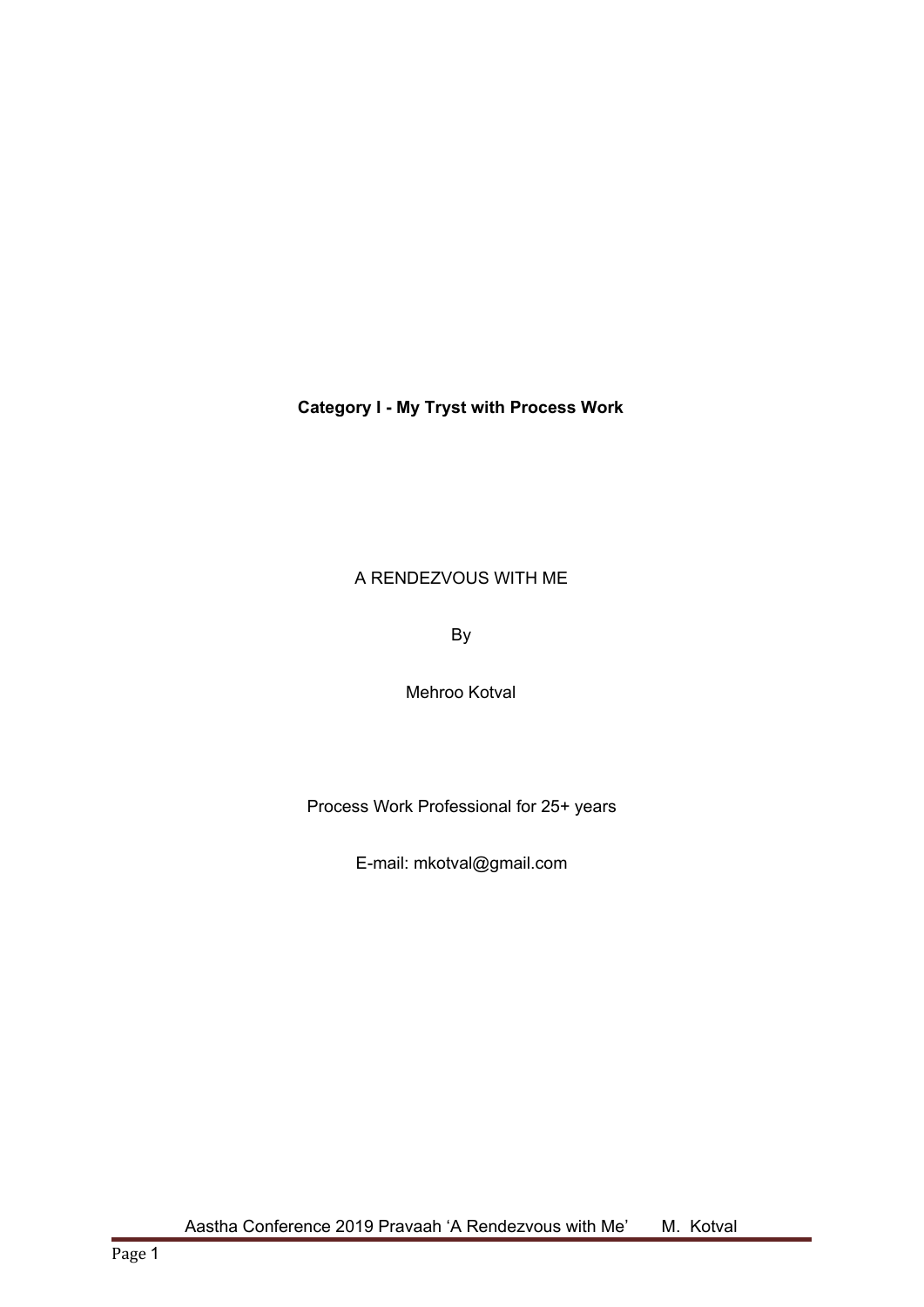**Category I - My Tryst with Process Work**

A RENDEZVOUS WITH ME

By

Mehroo Kotval

Process Work Professional for 25+ years

E-mail: mkotval@gmail.com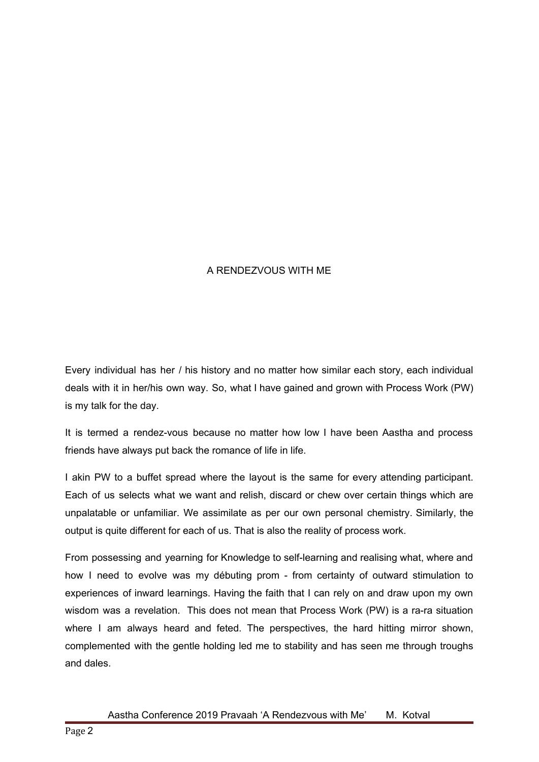# A RENDEZVOUS WITH ME

Every individual has her / his history and no matter how similar each story, each individual deals with it in her/his own way. So, what I have gained and grown with Process Work (PW) is my talk for the day.

It is termed a rendez-vous because no matter how low I have been Aastha and process friends have always put back the romance of life in life.

I akin PW to a buffet spread where the layout is the same for every attending participant. Each of us selects what we want and relish, discard or chew over certain things which are unpalatable or unfamiliar. We assimilate as per our own personal chemistry. Similarly, the output is quite different for each of us. That is also the reality of process work.

From possessing and yearning for Knowledge to self-learning and realising what, where and how I need to evolve was my débuting prom - from certainty of outward stimulation to experiences of inward learnings. Having the faith that I can rely on and draw upon my own wisdom was a revelation. This does not mean that Process Work (PW) is a ra-ra situation where I am always heard and feted. The perspectives, the hard hitting mirror shown, complemented with the gentle holding led me to stability and has seen me through troughs and dales.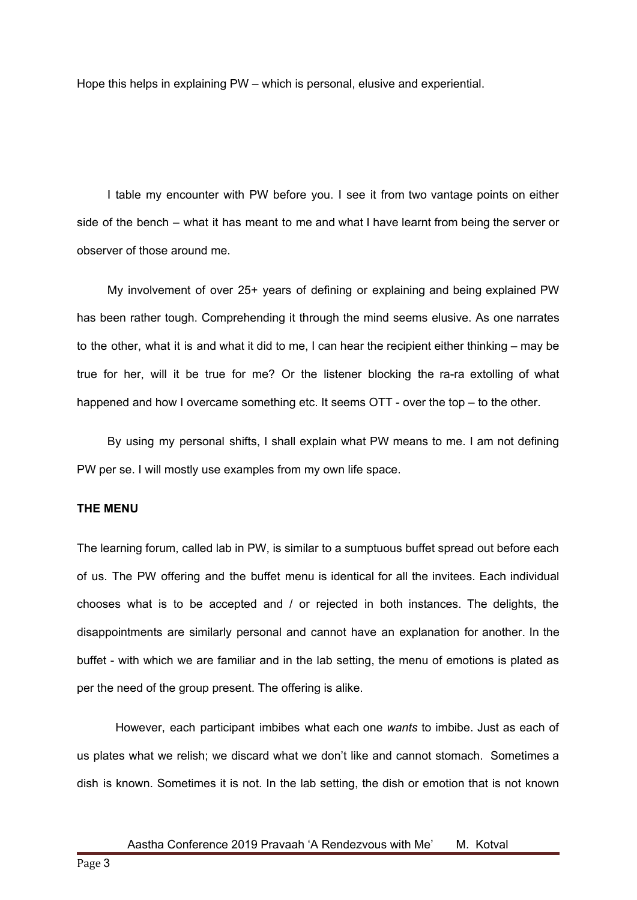Hope this helps in explaining PW – which is personal, elusive and experiential.

I table my encounter with PW before you. I see it from two vantage points on either side of the bench – what it has meant to me and what I have learnt from being the server or observer of those around me.

My involvement of over 25+ years of defining or explaining and being explained PW has been rather tough. Comprehending it through the mind seems elusive. As one narrates to the other, what it is and what it did to me, I can hear the recipient either thinking – may be true for her, will it be true for me? Or the listener blocking the ra-ra extolling of what happened and how I overcame something etc. It seems OTT - over the top – to the other.

By using my personal shifts, I shall explain what PW means to me. I am not defining PW per se. I will mostly use examples from my own life space.

**THE MENU**

The learning forum, called lab in PW, is similar to a sumptuous buffet spread out before each of us. The PW offering and the buffet menu is identical for all the invitees. Each individual chooses what is to be accepted and / or rejected in both instances. The delights, the disappointments are similarly personal and cannot have an explanation for another. In the buffet - with which we are familiar and in the lab setting, the menu of emotions is plated as per the need of the group present. The offering is alike.

However, each participant imbibes what each one *wants* to imbibe. Just as each of us plates what we relish; we discard what we don't like and cannot stomach. Sometimes a dish is known. Sometimes it is not. In the lab setting, the dish or emotion that is not known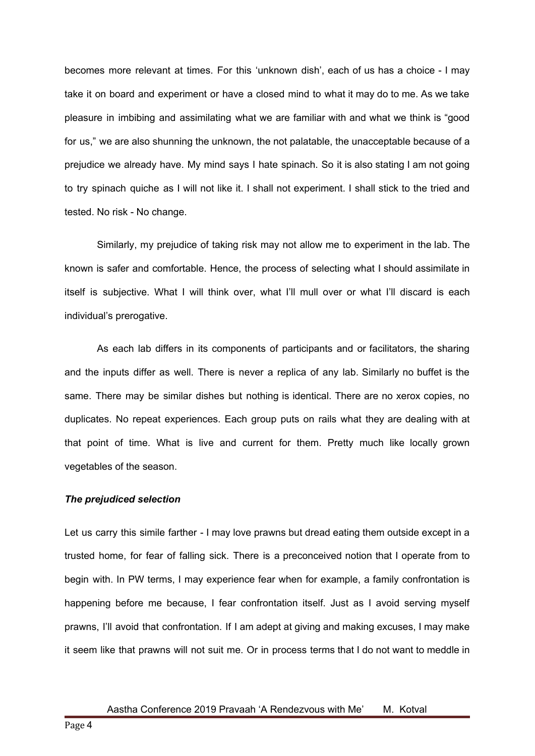becomes more relevant at times. For this 'unknown dish', each of us has a choice - I may take it on board and experiment or have a closed mind to what it may do to me. As we take pleasure in imbibing and assimilating what we are familiar with and what we think is "good for us," we are also shunning the unknown, the not palatable, the unacceptable because of a prejudice we already have. My mind says I hate spinach. So it is also stating I am not going to try spinach quiche as I will not like it. I shall not experiment. I shall stick to the tried and tested. No risk - No change.

Similarly, my prejudice of taking risk may not allow me to experiment in the lab. The known is safer and comfortable. Hence, the process of selecting what I should assimilate in itself is subjective. What I will think over, what I'll mull over or what I'll discard is each individual's prerogative.

As each lab differs in its components of participants and or facilitators, the sharing and the inputs differ as well. There is never a replica of any lab. Similarly no buffet is the same. There may be similar dishes but nothing is identical. There are no xerox copies, no duplicates. No repeat experiences. Each group puts on rails what they are dealing with at that point of time. What is live and current for them. Pretty much like locally grown vegetables of the season.

***The prejudiced selection***

Let us carry this simile farther - I may love prawns but dread eating them outside except in a trusted home, for fear of falling sick. There is a preconceived notion that I operate from to begin with. In PW terms, I may experience fear when for example, a family confrontation is happening before me because, I fear confrontation itself. Just as I avoid serving myself prawns, I'll avoid that confrontation. If I am adept at giving and making excuses, I may make it seem like that prawns will not suit me. Or in process terms that I do not want to meddle in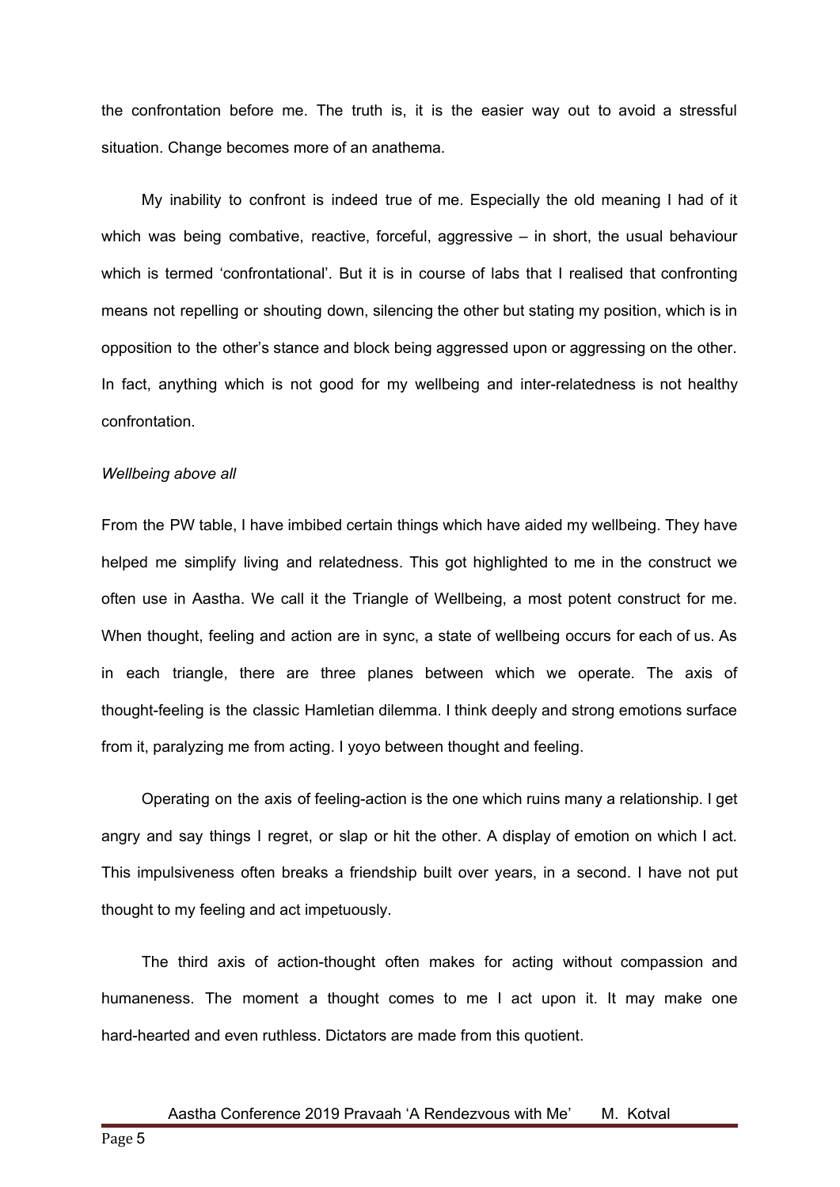the confrontation before me. The truth is, it is the easier way out to avoid a stressful situation. Change becomes more of an anathema.

My inability to confront is indeed true of me. Especially the old meaning I had of it which was being combative, reactive, forceful, aggressive – in short, the usual behaviour which is termed 'confrontational'. But it is in course of labs that I realised that confronting means not repelling or shouting down, silencing the other but stating my position, which is in opposition to the other's stance and block being aggressed upon or aggressing on the other. In fact, anything which is not good for my wellbeing and inter-relatedness is not healthy confrontation.

*Wellbeing above all*

From the PW table, I have imbibed certain things which have aided my wellbeing. They have helped me simplify living and relatedness. This got highlighted to me in the construct we often use in Aastha. We call it the Triangle of Wellbeing, a most potent construct for me. When thought, feeling and action are in sync, a state of wellbeing occurs for each of us. As in each triangle, there are three planes between which we operate. The axis of thought-feeling is the classic Hamletian dilemma. I think deeply and strong emotions surface from it, paralyzing me from acting. I yoyo between thought and feeling.

Operating on the axis of feeling-action is the one which ruins many a relationship. I get angry and say things I regret, or slap or hit the other. A display of emotion on which I act. This impulsiveness often breaks a friendship built over years, in a second. I have not put thought to my feeling and act impetuously.

The third axis of action-thought often makes for acting without compassion and humaneness. The moment a thought comes to me I act upon it. It may make one hard-hearted and even ruthless. Dictators are made from this quotient.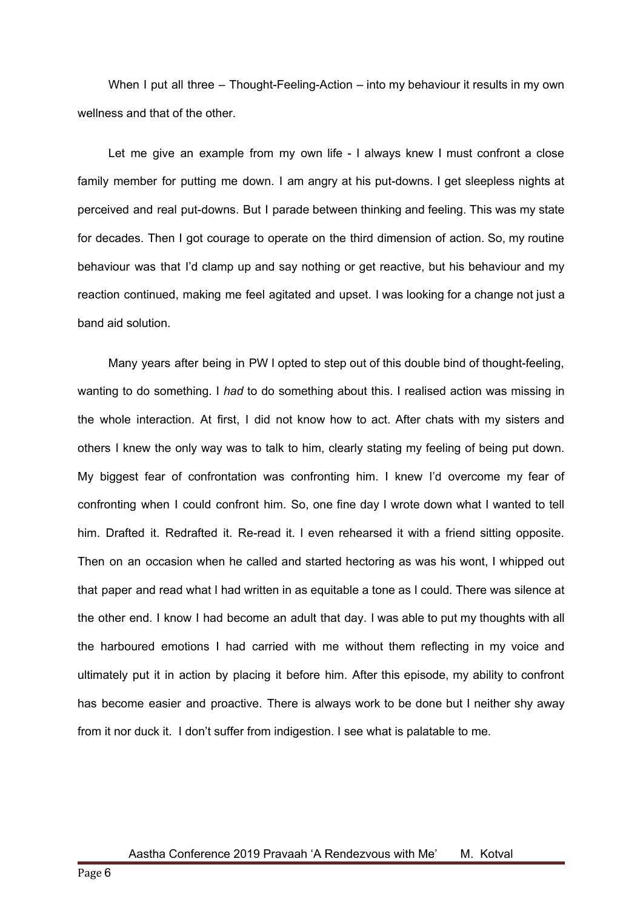When I put all three – Thought-Feeling-Action – into my behaviour it results in my own wellness and that of the other.

Let me give an example from my own life - I always knew I must confront a close family member for putting me down. I am angry at his put-downs. I get sleepless nights at perceived and real put-downs. But I parade between thinking and feeling. This was my state for decades. Then I got courage to operate on the third dimension of action. So, my routine behaviour was that I'd clamp up and say nothing or get reactive, but his behaviour and my reaction continued, making me feel agitated and upset. I was looking for a change not just a band aid solution.

Many years after being in PW I opted to step out of this double bind of thought-feeling, wanting to do something. I *had* to do something about this. I realised action was missing in the whole interaction. At first, I did not know how to act. After chats with my sisters and others I knew the only way was to talk to him, clearly stating my feeling of being put down. My biggest fear of confrontation was confronting him. I knew I'd overcome my fear of confronting when I could confront him. So, one fine day I wrote down what I wanted to tell him. Drafted it. Redrafted it. Re-read it. I even rehearsed it with a friend sitting opposite. Then on an occasion when he called and started hectoring as was his wont, I whipped out that paper and read what I had written in as equitable a tone as I could. There was silence at the other end. I know I had become an adult that day. I was able to put my thoughts with all the harboured emotions I had carried with me without them reflecting in my voice and ultimately put it in action by placing it before him. After this episode, my ability to confront has become easier and proactive. There is always work to be done but I neither shy away from it nor duck it. I don't suffer from indigestion. I see what is palatable to me.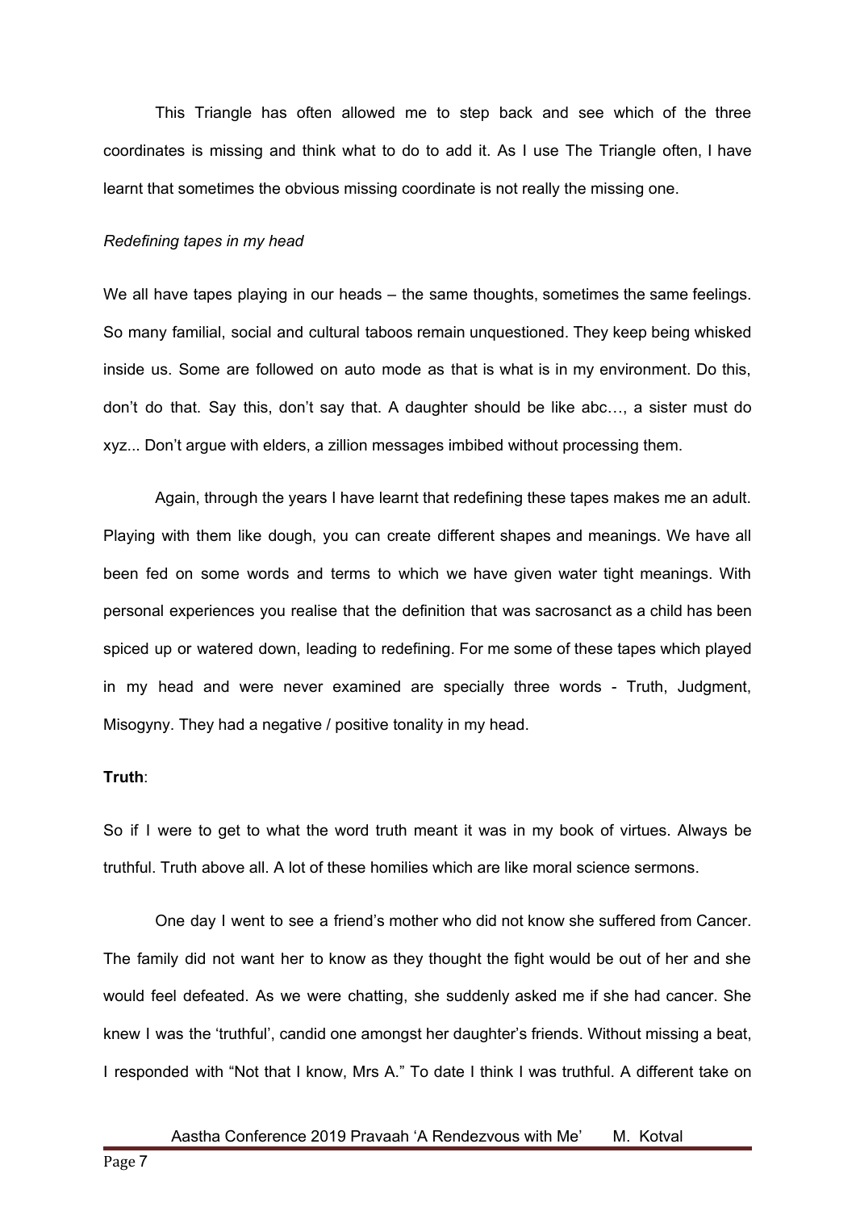This Triangle has often allowed me to step back and see which of the three coordinates is missing and think what to do to add it. As I use The Triangle often, I have learnt that sometimes the obvious missing coordinate is not really the missing one.

*Redefining tapes in my head*

We all have tapes playing in our heads – the same thoughts, sometimes the same feelings. So many familial, social and cultural taboos remain unquestioned. They keep being whisked inside us. Some are followed on auto mode as that is what is in my environment. Do this, don't do that. Say this, don't say that. A daughter should be like abc…, a sister must do xyz... Don't argue with elders, a zillion messages imbibed without processing them.

Again, through the years I have learnt that redefining these tapes makes me an adult. Playing with them like dough, you can create different shapes and meanings. We have all been fed on some words and terms to which we have given water tight meanings. With personal experiences you realise that the definition that was sacrosanct as a child has been spiced up or watered down, leading to redefining. For me some of these tapes which played in my head and were never examined are specially three words - Truth, Judgment, Misogyny. They had a negative / positive tonality in my head.

**Truth**:

So if I were to get to what the word truth meant it was in my book of virtues. Always be truthful. Truth above all. A lot of these homilies which are like moral science sermons.

One day I went to see a friend's mother who did not know she suffered from Cancer. The family did not want her to know as they thought the fight would be out of her and she would feel defeated. As we were chatting, she suddenly asked me if she had cancer. She knew I was the 'truthful', candid one amongst her daughter's friends. Without missing a beat, I responded with "Not that I know, Mrs A." To date I think I was truthful. A different take on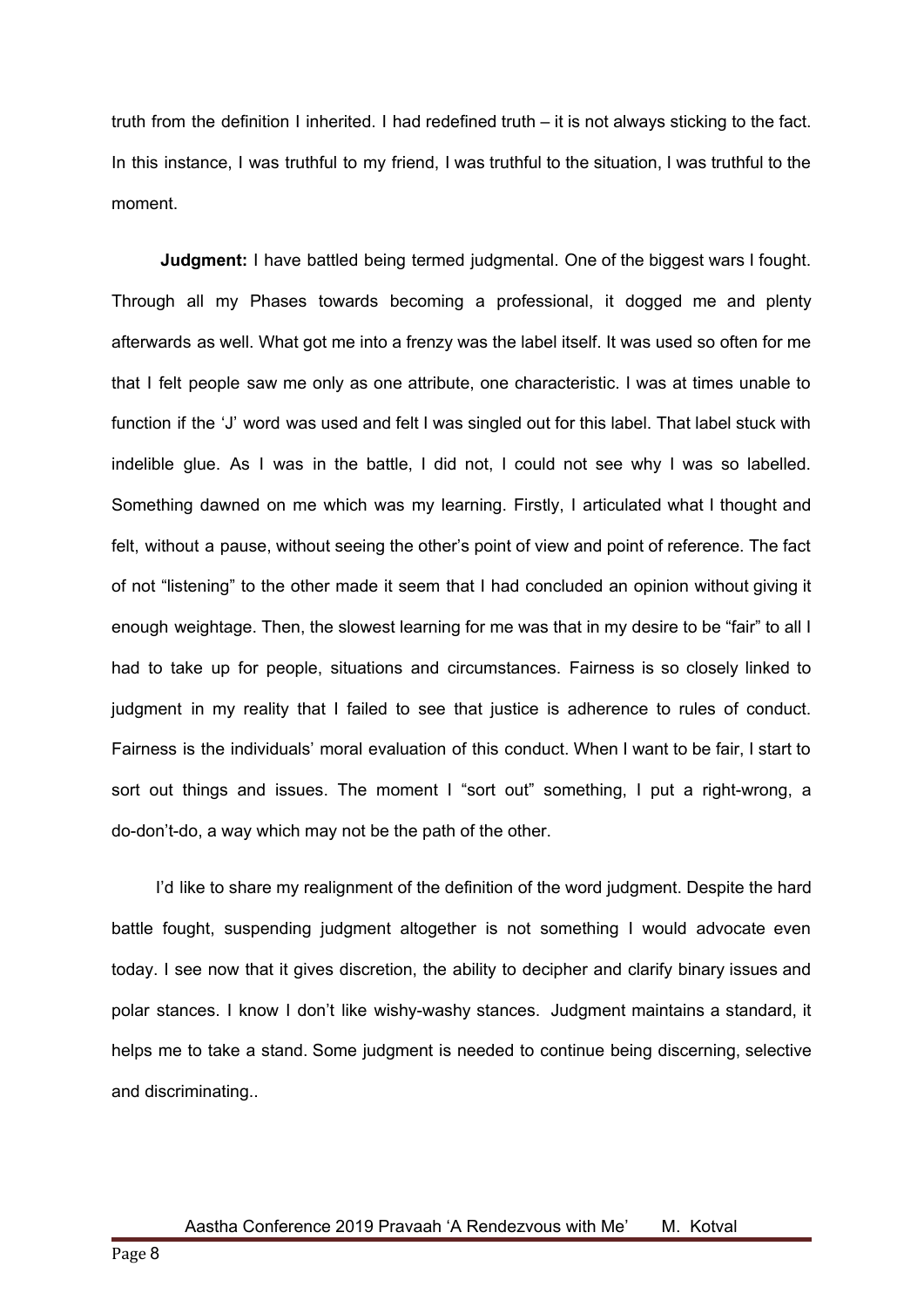truth from the definition I inherited. I had redefined truth – it is not always sticking to the fact. In this instance, I was truthful to my friend, I was truthful to the situation, I was truthful to the moment.

**Judgment:** I have battled being termed judgmental. One of the biggest wars I fought. Through all my Phases towards becoming a professional, it dogged me and plenty afterwards as well. What got me into a frenzy was the label itself. It was used so often for me that I felt people saw me only as one attribute, one characteristic. I was at times unable to function if the 'J' word was used and felt I was singled out for this label. That label stuck with indelible glue. As I was in the battle, I did not, I could not see why I was so labelled. Something dawned on me which was my learning. Firstly, I articulated what I thought and felt, without a pause, without seeing the other's point of view and point of reference. The fact of not "listening" to the other made it seem that I had concluded an opinion without giving it enough weightage. Then, the slowest learning for me was that in my desire to be "fair" to all I had to take up for people, situations and circumstances. Fairness is so closely linked to judgment in my reality that I failed to see that justice is adherence to rules of conduct. Fairness is the individuals' moral evaluation of this conduct. When I want to be fair, I start to sort out things and issues. The moment I "sort out" something, I put a right-wrong, a do-don't-do, a way which may not be the path of the other.

I'd like to share my realignment of the definition of the word judgment. Despite the hard battle fought, suspending judgment altogether is not something I would advocate even today. I see now that it gives discretion, the ability to decipher and clarify binary issues and polar stances. I know I don't like wishy-washy stances. Judgment maintains a standard, it helps me to take a stand. Some judgment is needed to continue being discerning, selective and discriminating..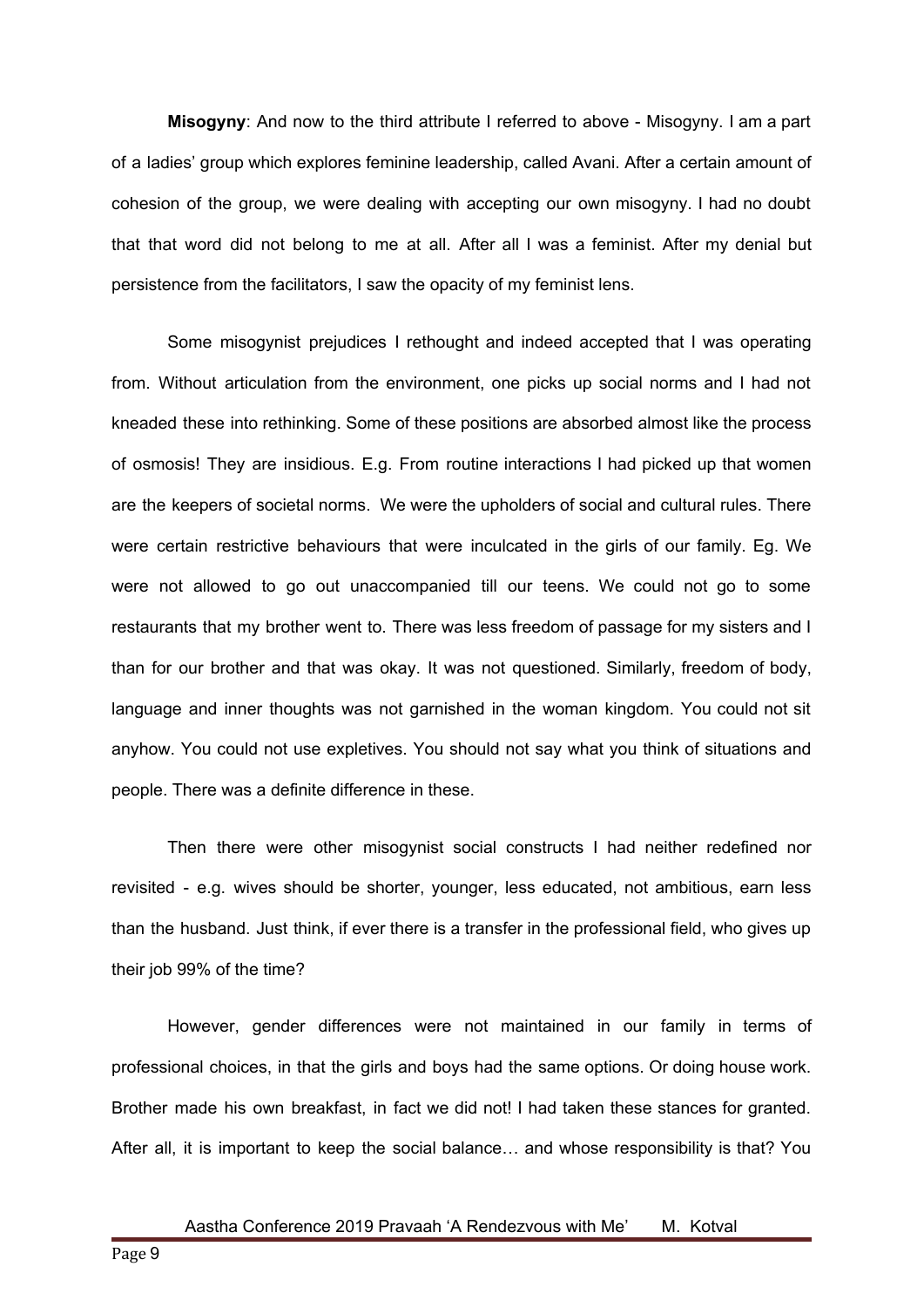**Misogyny**: And now to the third attribute I referred to above - Misogyny. I am a part of a ladies' group which explores feminine leadership, called Avani. After a certain amount of cohesion of the group, we were dealing with accepting our own misogyny. I had no doubt that that word did not belong to me at all. After all I was a feminist. After my denial but persistence from the facilitators, I saw the opacity of my feminist lens.

Some misogynist prejudices I rethought and indeed accepted that I was operating from. Without articulation from the environment, one picks up social norms and I had not kneaded these into rethinking. Some of these positions are absorbed almost like the process of osmosis! They are insidious. E.g. From routine interactions I had picked up that women are the keepers of societal norms. We were the upholders of social and cultural rules. There were certain restrictive behaviours that were inculcated in the girls of our family. Eg. We were not allowed to go out unaccompanied till our teens. We could not go to some restaurants that my brother went to. There was less freedom of passage for my sisters and I than for our brother and that was okay. It was not questioned. Similarly, freedom of body, language and inner thoughts was not garnished in the woman kingdom. You could not sit anyhow. You could not use expletives. You should not say what you think of situations and people. There was a definite difference in these.

Then there were other misogynist social constructs I had neither redefined nor revisited - e.g. wives should be shorter, younger, less educated, not ambitious, earn less than the husband. Just think, if ever there is a transfer in the professional field, who gives up their job 99% of the time?

However, gender differences were not maintained in our family in terms of professional choices, in that the girls and boys had the same options. Or doing house work. Brother made his own breakfast, in fact we did not! I had taken these stances for granted. After all, it is important to keep the social balance… and whose responsibility is that? You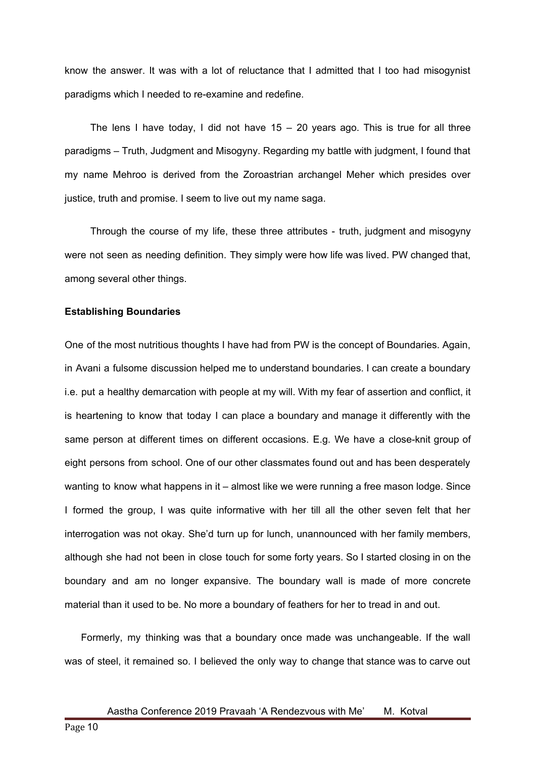know the answer. It was with a lot of reluctance that I admitted that I too had misogynist paradigms which I needed to re-examine and redefine.

The lens I have today, I did not have 15 – 20 years ago. This is true for all three paradigms – Truth, Judgment and Misogyny. Regarding my battle with judgment, I found that my name Mehroo is derived from the Zoroastrian archangel Meher which presides over justice, truth and promise. I seem to live out my name saga.

Through the course of my life, these three attributes - truth, judgment and misogyny were not seen as needing definition. They simply were how life was lived. PW changed that, among several other things.

**Establishing Boundaries**

One of the most nutritious thoughts I have had from PW is the concept of Boundaries. Again, in Avani a fulsome discussion helped me to understand boundaries. I can create a boundary i.e. put a healthy demarcation with people at my will. With my fear of assertion and conflict, it is heartening to know that today I can place a boundary and manage it differently with the same person at different times on different occasions. E.g. We have a close-knit group of eight persons from school. One of our other classmates found out and has been desperately wanting to know what happens in it – almost like we were running a free mason lodge. Since I formed the group, I was quite informative with her till all the other seven felt that her interrogation was not okay. She'd turn up for lunch, unannounced with her family members, although she had not been in close touch for some forty years. So I started closing in on the boundary and am no longer expansive. The boundary wall is made of more concrete material than it used to be. No more a boundary of feathers for her to tread in and out.

Formerly, my thinking was that a boundary once made was unchangeable. If the wall was of steel, it remained so. I believed the only way to change that stance was to carve out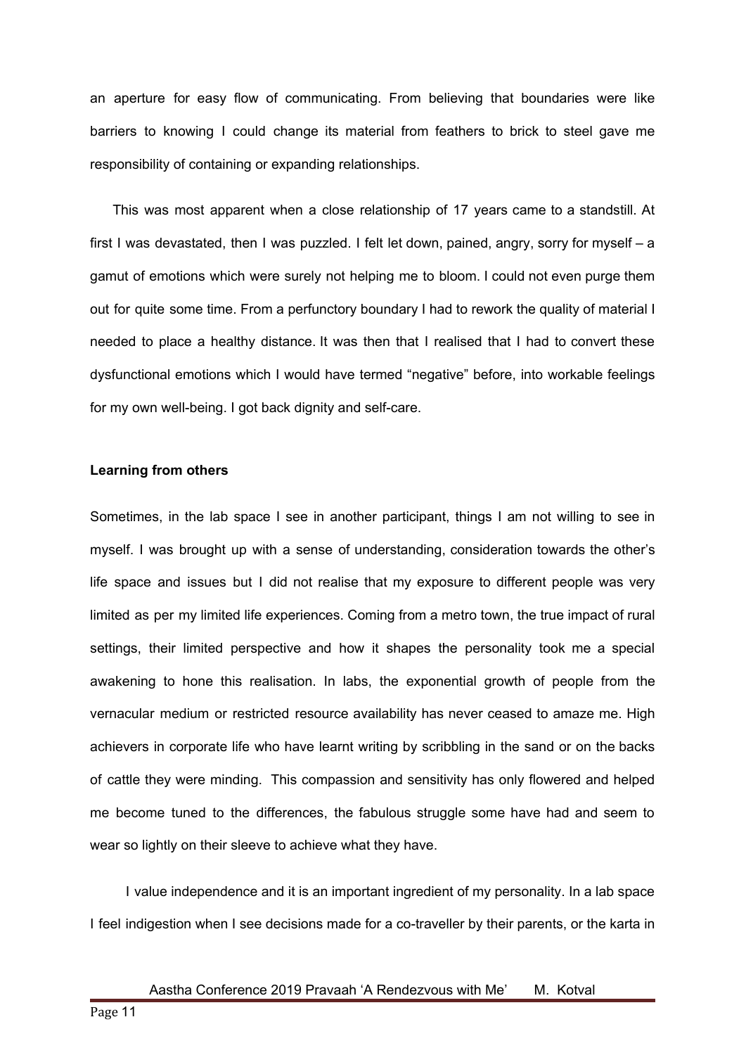an aperture for easy flow of communicating. From believing that boundaries were like barriers to knowing I could change its material from feathers to brick to steel gave me responsibility of containing or expanding relationships.

This was most apparent when a close relationship of 17 years came to a standstill. At first I was devastated, then I was puzzled. I felt let down, pained, angry, sorry for myself – a gamut of emotions which were surely not helping me to bloom. I could not even purge them out for quite some time. From a perfunctory boundary I had to rework the quality of material I needed to place a healthy distance. It was then that I realised that I had to convert these dysfunctional emotions which I would have termed "negative" before, into workable feelings for my own well-being. I got back dignity and self-care.

**Learning from others**

Sometimes, in the lab space I see in another participant, things I am not willing to see in myself. I was brought up with a sense of understanding, consideration towards the other's life space and issues but I did not realise that my exposure to different people was very limited as per my limited life experiences. Coming from a metro town, the true impact of rural settings, their limited perspective and how it shapes the personality took me a special awakening to hone this realisation. In labs, the exponential growth of people from the vernacular medium or restricted resource availability has never ceased to amaze me. High achievers in corporate life who have learnt writing by scribbling in the sand or on the backs of cattle they were minding. This compassion and sensitivity has only flowered and helped me become tuned to the differences, the fabulous struggle some have had and seem to wear so lightly on their sleeve to achieve what they have.

I value independence and it is an important ingredient of my personality. In a lab space I feel indigestion when I see decisions made for a co-traveller by their parents, or the karta in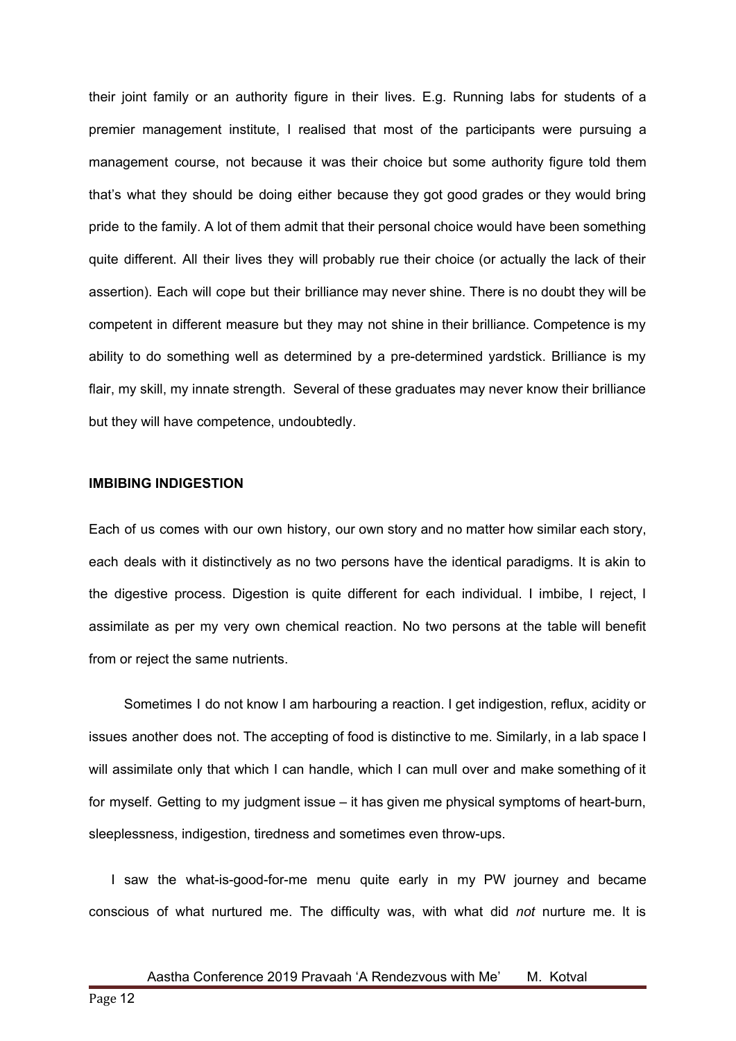their joint family or an authority figure in their lives. E.g. Running labs for students of a premier management institute, I realised that most of the participants were pursuing a management course, not because it was their choice but some authority figure told them that's what they should be doing either because they got good grades or they would bring pride to the family. A lot of them admit that their personal choice would have been something quite different. All their lives they will probably rue their choice (or actually the lack of their assertion). Each will cope but their brilliance may never shine. There is no doubt they will be competent in different measure but they may not shine in their brilliance. Competence is my ability to do something well as determined by a pre-determined yardstick. Brilliance is my flair, my skill, my innate strength. Several of these graduates may never know their brilliance but they will have competence, undoubtedly.

**IMBIBING INDIGESTION**

Each of us comes with our own history, our own story and no matter how similar each story, each deals with it distinctively as no two persons have the identical paradigms. It is akin to the digestive process. Digestion is quite different for each individual. I imbibe, I reject, I assimilate as per my very own chemical reaction. No two persons at the table will benefit from or reject the same nutrients.

Sometimes I do not know I am harbouring a reaction. I get indigestion, reflux, acidity or issues another does not. The accepting of food is distinctive to me. Similarly, in a lab space I will assimilate only that which I can handle, which I can mull over and make something of it for myself. Getting to my judgment issue – it has given me physical symptoms of heart-burn, sleeplessness, indigestion, tiredness and sometimes even throw-ups.

I saw the what-is-good-for-me menu quite early in my PW journey and became conscious of what nurtured me. The difficulty was, with what did *not* nurture me. It is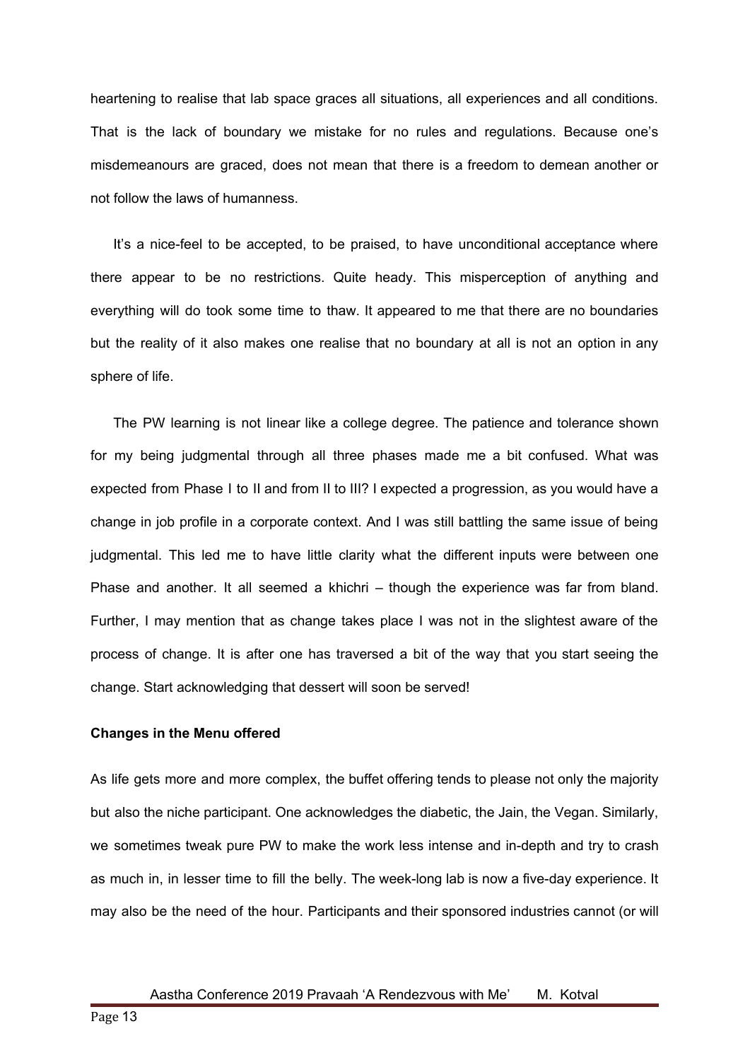heartening to realise that lab space graces all situations, all experiences and all conditions. That is the lack of boundary we mistake for no rules and regulations. Because one's misdemeanours are graced, does not mean that there is a freedom to demean another or not follow the laws of humanness.

It's a nice-feel to be accepted, to be praised, to have unconditional acceptance where there appear to be no restrictions. Quite heady. This misperception of anything and everything will do took some time to thaw. It appeared to me that there are no boundaries but the reality of it also makes one realise that no boundary at all is not an option in any sphere of life.

The PW learning is not linear like a college degree. The patience and tolerance shown for my being judgmental through all three phases made me a bit confused. What was expected from Phase I to II and from II to III? I expected a progression, as you would have a change in job profile in a corporate context. And I was still battling the same issue of being judgmental. This led me to have little clarity what the different inputs were between one Phase and another. It all seemed a khichri – though the experience was far from bland. Further, I may mention that as change takes place I was not in the slightest aware of the process of change. It is after one has traversed a bit of the way that you start seeing the change. Start acknowledging that dessert will soon be served!

**Changes in the Menu offered**

As life gets more and more complex, the buffet offering tends to please not only the majority but also the niche participant. One acknowledges the diabetic, the Jain, the Vegan. Similarly, we sometimes tweak pure PW to make the work less intense and in-depth and try to crash as much in, in lesser time to fill the belly. The week-long lab is now a five-day experience. It may also be the need of the hour. Participants and their sponsored industries cannot (or will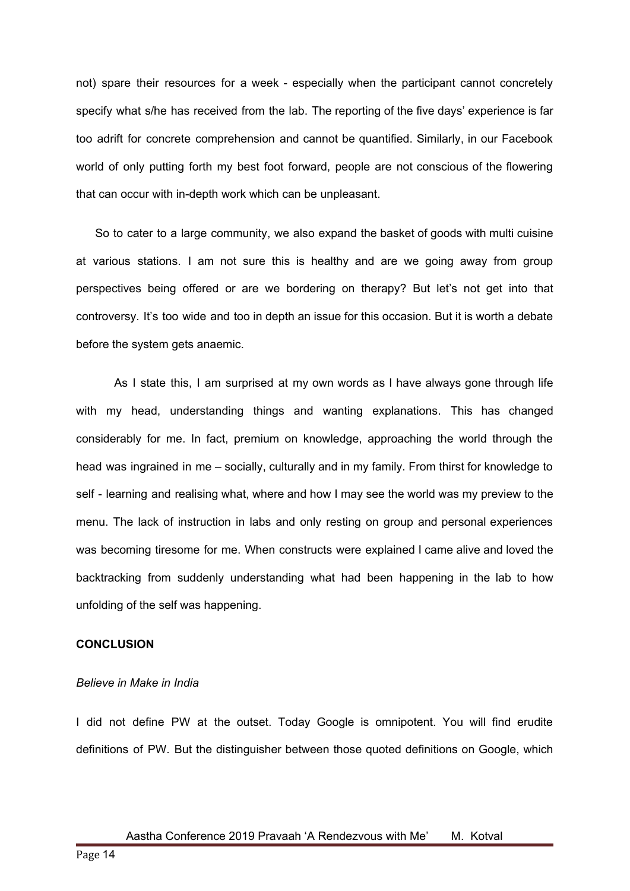not) spare their resources for a week - especially when the participant cannot concretely specify what s/he has received from the lab. The reporting of the five days' experience is far too adrift for concrete comprehension and cannot be quantified. Similarly, in our Facebook world of only putting forth my best foot forward, people are not conscious of the flowering that can occur with in-depth work which can be unpleasant.

So to cater to a large community, we also expand the basket of goods with multi cuisine at various stations. I am not sure this is healthy and are we going away from group perspectives being offered or are we bordering on therapy? But let's not get into that controversy. It's too wide and too in depth an issue for this occasion. But it is worth a debate before the system gets anaemic.

As I state this, I am surprised at my own words as I have always gone through life with my head, understanding things and wanting explanations. This has changed considerably for me. In fact, premium on knowledge, approaching the world through the head was ingrained in me – socially, culturally and in my family. From thirst for knowledge to self - learning and realising what, where and how I may see the world was my preview to the menu. The lack of instruction in labs and only resting on group and personal experiences was becoming tiresome for me. When constructs were explained I came alive and loved the backtracking from suddenly understanding what had been happening in the lab to how unfolding of the self was happening.

**CONCLUSION**

*Believe in Make in India*

I did not define PW at the outset. Today Google is omnipotent. You will find erudite definitions of PW. But the distinguisher between those quoted definitions on Google, which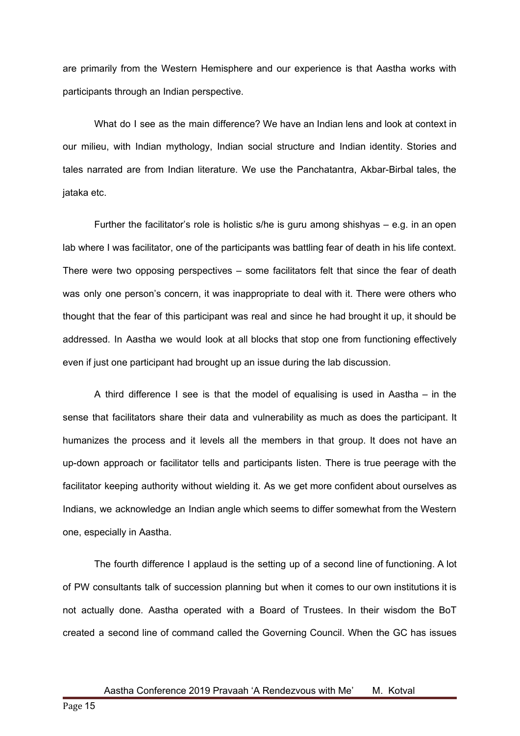are primarily from the Western Hemisphere and our experience is that Aastha works with participants through an Indian perspective.

What do I see as the main difference? We have an Indian lens and look at context in our milieu, with Indian mythology, Indian social structure and Indian identity. Stories and tales narrated are from Indian literature. We use the Panchatantra, Akbar-Birbal tales, the jataka etc.

Further the facilitator's role is holistic s/he is guru among shishyas – e.g. in an open lab where I was facilitator, one of the participants was battling fear of death in his life context. There were two opposing perspectives – some facilitators felt that since the fear of death was only one person's concern, it was inappropriate to deal with it. There were others who thought that the fear of this participant was real and since he had brought it up, it should be addressed. In Aastha we would look at all blocks that stop one from functioning effectively even if just one participant had brought up an issue during the lab discussion.

A third difference I see is that the model of equalising is used in Aastha – in the sense that facilitators share their data and vulnerability as much as does the participant. It humanizes the process and it levels all the members in that group. It does not have an up-down approach or facilitator tells and participants listen. There is true peerage with the facilitator keeping authority without wielding it. As we get more confident about ourselves as Indians, we acknowledge an Indian angle which seems to differ somewhat from the Western one, especially in Aastha.

The fourth difference I applaud is the setting up of a second line of functioning. A lot of PW consultants talk of succession planning but when it comes to our own institutions it is not actually done. Aastha operated with a Board of Trustees. In their wisdom the BoT created a second line of command called the Governing Council. When the GC has issues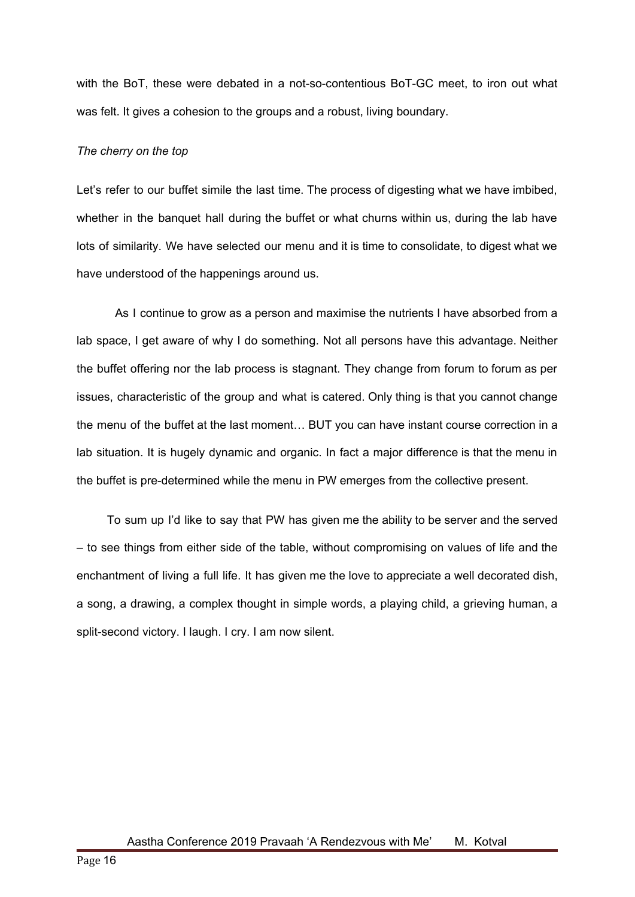with the BoT, these were debated in a not-so-contentious BoT-GC meet, to iron out what was felt. It gives a cohesion to the groups and a robust, living boundary.

*The cherry on the top*

Let's refer to our buffet simile the last time. The process of digesting what we have imbibed, whether in the banquet hall during the buffet or what churns within us, during the lab have lots of similarity. We have selected our menu and it is time to consolidate, to digest what we have understood of the happenings around us.

As I continue to grow as a person and maximise the nutrients I have absorbed from a lab space, I get aware of why I do something. Not all persons have this advantage. Neither the buffet offering nor the lab process is stagnant. They change from forum to forum as per issues, characteristic of the group and what is catered. Only thing is that you cannot change the menu of the buffet at the last moment… BUT you can have instant course correction in a lab situation. It is hugely dynamic and organic. In fact a major difference is that the menu in the buffet is pre-determined while the menu in PW emerges from the collective present.

To sum up I'd like to say that PW has given me the ability to be server and the served – to see things from either side of the table, without compromising on values of life and the enchantment of living a full life. It has given me the love to appreciate a well decorated dish, a song, a drawing, a complex thought in simple words, a playing child, a grieving human, a split-second victory. I laugh. I cry. I am now silent.